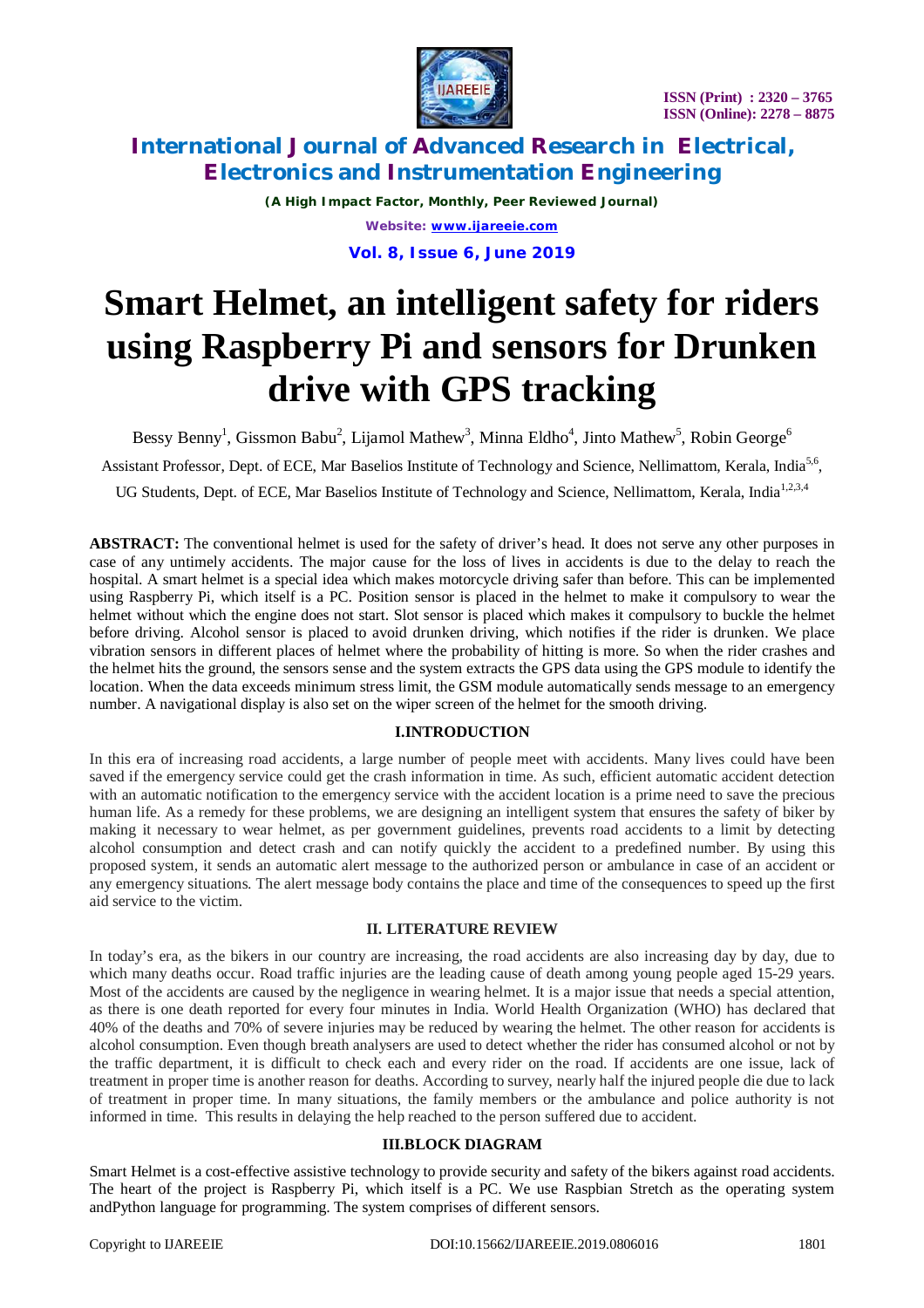# Smart Helmet, an intelligent safety for riders using Raspberry Pi and sensors for Drunken drive with GPS tracking

Bessy Benny[1], Gissmon Babu[2], Lijamol Mathew[3], Minna Eldho[4], Jinto Mathew[5], Robin George[6]

Assistant Professor, Dept. of ECE, Mar Baselios Institute of Technology and Science, Nellimattom, Kerala, India[5,6],

UG Students, Dept. of ECE, Mar Baselios Institute of Technology and Science, Nellimattom, Kerala, India[1,2,3,4]

**ABSTRACT:** The conventional helmet is used for the safety of driver's head. It does not serve any other purposes in case of any untimely accidents. The major cause for the loss of lives in accidents is due to the delay to reach the hospital. A smart helmet is a special idea which makes motorcycle driving safer than before. This can be implemented using Raspberry Pi, which itself is a PC. Position sensor is placed in the helmet to make it compulsory to wear the helmet without which the engine does not start. Slot sensor is placed which makes it compulsory to buckle the helmet before driving. Alcohol sensor is placed to avoid drunken driving, which notifies if the rider is drunken. We place vibration sensors in different places of helmet where the probability of hitting is more. So when the rider crashes and the helmet hits the ground, the sensors sense and the system extracts the GPS data using the GPS module to identify the location. When the data exceeds minimum stress limit, the GSM module automatically sends message to an emergency number. A navigational display is also set on the wiper screen of the helmet for the smooth driving.

## I.INTRODUCTION

In this era of increasing road accidents, a large number of people meet with accidents. Many lives could have been saved if the emergency service could get the crash information in time. As such, efficient automatic accident detection with an automatic notification to the emergency service with the accident location is a prime need to save the precious human life. As a remedy for these problems, we are designing an intelligent system that ensures the safety of biker by making it necessary to wear helmet, as per government guidelines, prevents road accidents to a limit by detecting alcohol consumption and detect crash and can notify quickly the accident to a predefined number. By using this proposed system, it sends an automatic alert message to the authorized person or ambulance in case of an accident or any emergency situations. The alert message body contains the place and time of the consequences to speed up the first aid service to the victim.

## II. LITERATURE REVIEW

In today's era, as the bikers in our country are increasing, the road accidents are also increasing day by day, due to which many deaths occur. Road traffic injuries are the leading cause of death among young people aged 15-29 years. Most of the accidents are caused by the negligence in wearing helmet. It is a major issue that needs a special attention, as there is one death reported for every four minutes in India. World Health Organization (WHO) has declared that 40% of the deaths and 70% of severe injuries may be reduced by wearing the helmet. The other reason for accidents is alcohol consumption. Even though breath analysers are used to detect whether the rider has consumed alcohol or not by the traffic department, it is difficult to check each and every rider on the road. If accidents are one issue, lack of treatment in proper time is another reason for deaths. According to survey, nearly half the injured people die due to lack of treatment in proper time. In many situations, the family members or the ambulance and police authority is not informed in time. This results in delaying the help reached to the person suffered due to accident.

## III.BLOCK DIAGRAM

Smart Helmet is a cost-effective assistive technology to provide security and safety of the bikers against road accidents. The heart of the project is Raspberry Pi, which itself is a PC. We use Raspbian Stretch as the operating system andPython language for programming. The system comprises of different sensors.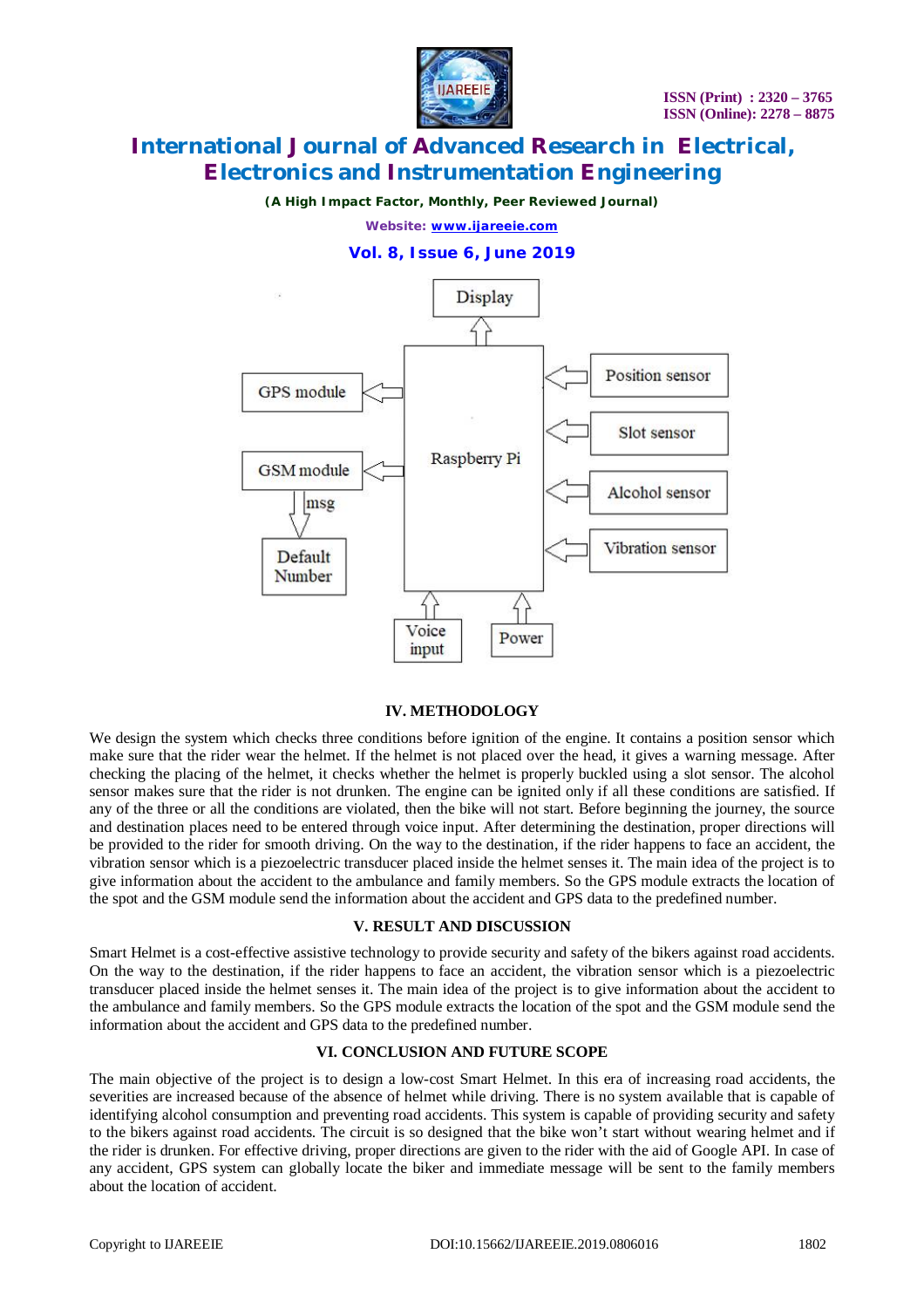## IV. METHODOLOGY

We design the system which checks three conditions before ignition of the engine. It contains a position sensor which make sure that the rider wear the helmet. If the helmet is not placed over the head, it gives a warning message. After checking the placing of the helmet, it checks whether the helmet is properly buckled using a slot sensor. The alcohol sensor makes sure that the rider is not drunken. The engine can be ignited only if all these conditions are satisfied. If any of the three or all the conditions are violated, then the bike will not start. Before beginning the journey, the source and destination places need to be entered through voice input. After determining the destination, proper directions will be provided to the rider for smooth driving. On the way to the destination, if the rider happens to face an accident, the vibration sensor which is a piezoelectric transducer placed inside the helmet senses it. The main idea of the project is to give information about the accident to the ambulance and family members. So the GPS module extracts the location of the spot and the GSM module send the information about the accident and GPS data to the predefined number.

## V. RESULT AND DISCUSSION

Smart Helmet is a cost-effective assistive technology to provide security and safety of the bikers against road accidents. On the way to the destination, if the rider happens to face an accident, the vibration sensor which is a piezoelectric transducer placed inside the helmet senses it. The main idea of the project is to give information about the accident to the ambulance and family members. So the GPS module extracts the location of the spot and the GSM module send the information about the accident and GPS data to the predefined number.

## VI. CONCLUSION AND FUTURE SCOPE

The main objective of the project is to design a low-cost Smart Helmet. In this era of increasing road accidents, the severities are increased because of the absence of helmet while driving. There is no system available that is capable of identifying alcohol consumption and preventing road accidents. This system is capable of providing security and safety to the bikers against road accidents. The circuit is so designed that the bike won't start without wearing helmet and if the rider is drunken. For effective driving, proper directions are given to the rider with the aid of Google API. In case of any accident, GPS system can globally locate the biker and immediate message will be sent to the family members about the location of accident.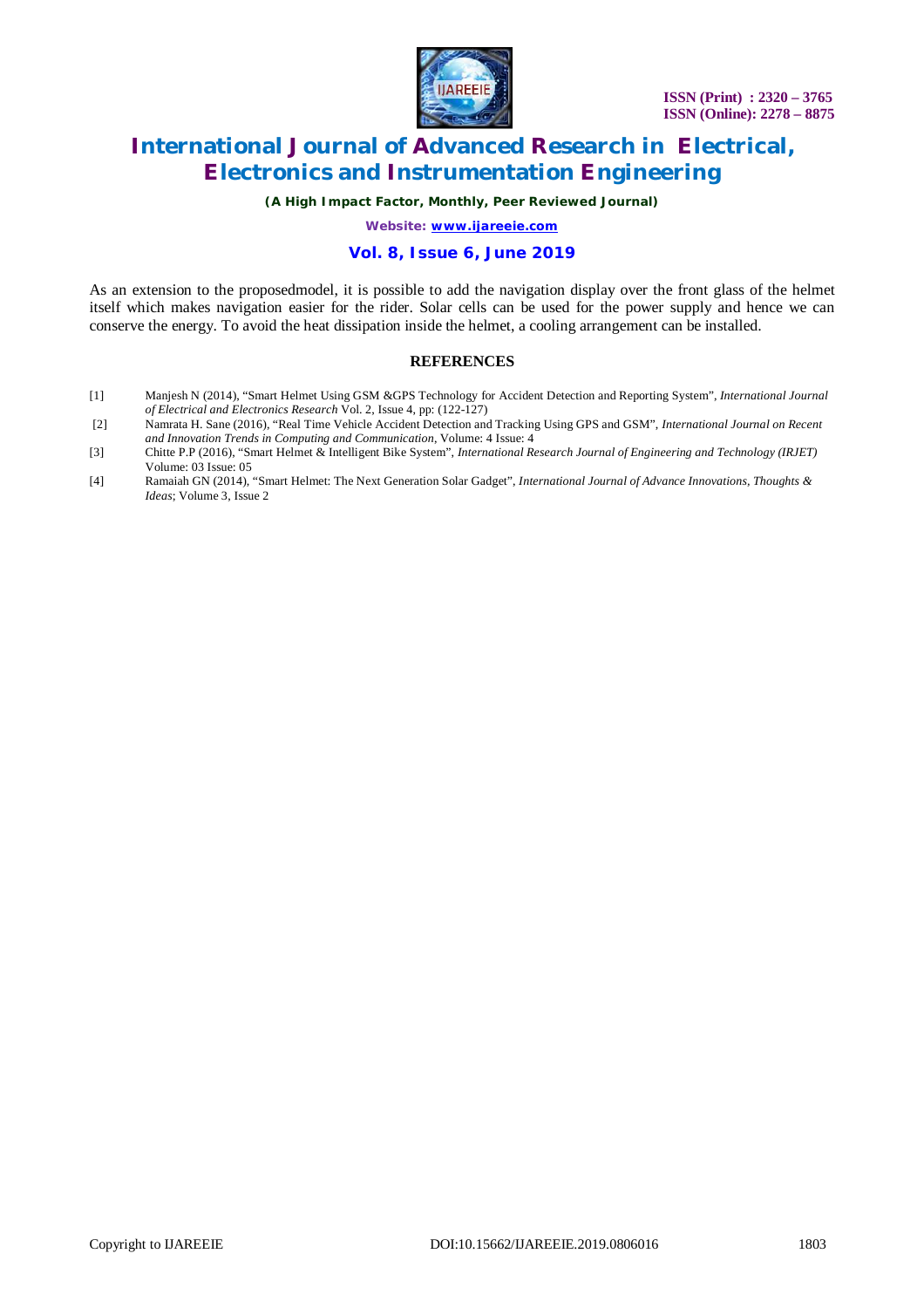As an extension to the proposedmodel, it is possible to add the navigation display over the front glass of the helmet itself which makes navigation easier for the rider. Solar cells can be used for the power supply and hence we can conserve the energy. To avoid the heat dissipation inside the helmet, a cooling arrangement can be installed.

## REFERENCES

[1] Manjesh N (2014), "Smart Helmet Using GSM &GPS Technology for Accident Detection and Reporting System", *International Journal of Electrical and Electronics Research* Vol. 2, Issue 4, pp: (122-127)

[2] Namrata H. Sane (2016), "Real Time Vehicle Accident Detection and Tracking Using GPS and GSM", *International Journal on Recent and Innovation Trends in Computing and Communication*, Volume: 4 Issue: 4

[3] Chitte P.P (2016), "Smart Helmet & Intelligent Bike System", *International Research Journal of Engineering and Technology (IRJET)* Volume: 03 Issue: 05

[4] Ramaiah GN (2014), "Smart Helmet: The Next Generation Solar Gadget", *International Journal of Advance Innovations, Thoughts & Ideas*; Volume 3, Issue 2